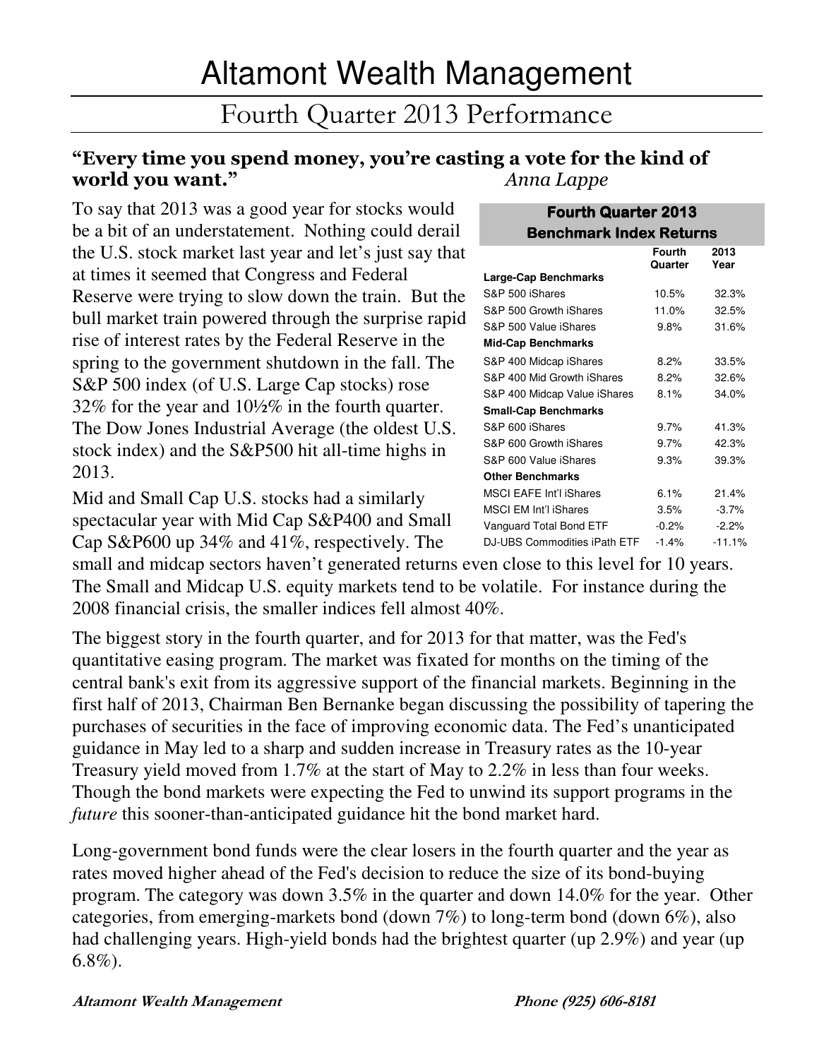# Altamont Wealth Management

## Fourth Quarter 2013 Performance

**"Every time you spend money, you're casting a vote for the kind of world you want."** *Anna Lappe*

To say that 2013 was a good year for stocks would be a bit of an understatement. Nothing could derail the U.S. stock market last year and let's just say that at times it seemed that Congress and Federal Reserve were trying to slow down the train. But the bull market train powered through the surprise rapid rise of interest rates by the Federal Reserve in the spring to the government shutdown in the fall. The S&P 500 index (of U.S. Large Cap stocks) rose 32% for the year and 10½% in the fourth quarter. The Dow Jones Industrial Average (the oldest U.S. stock index) and the S&P500 hit all-time highs in 2013.

| Fourth Quarter 2013 Benchmark Index Returns | Fourth Quarter | 2013 Year |
|---|---|---|
| **Large-Cap Benchmarks** | | |
| S&P 500 iShares | 10.5% | 32.3% |
| S&P 500 Growth iShares | 11.0% | 32.5% |
| S&P 500 Value iShares | 9.8% | 31.6% |
| **Mid-Cap Benchmarks** | | |
| S&P 400 Midcap iShares | 8.2% | 33.5% |
| S&P 400 Mid Growth iShares | 8.2% | 32.6% |
| S&P 400 Midcap Value iShares | 8.1% | 34.0% |
| **Small-Cap Benchmarks** | | |
| S&P 600 iShares | 9.7% | 41.3% |
| S&P 600 Growth iShares | 9.7% | 42.3% |
| S&P 600 Value iShares | 9.3% | 39.3% |
| **Other Benchmarks** | | |
| MSCI EAFE Int'l iShares | 6.1% | 21.4% |
| MSCI EM Int'l iShares | 3.5% | -3.7% |
| Vanguard Total Bond ETF | -0.2% | -2.2% |
| DJ-UBS Commodities iPath ETF | -1.4% | -11.1% |

Mid and Small Cap U.S. stocks had a similarly spectacular year with Mid Cap S&P400 and Small Cap S&P600 up 34% and 41%, respectively. The small and midcap sectors haven't generated returns even close to this level for 10 years. The Small and Midcap U.S. equity markets tend to be volatile. For instance during the 2008 financial crisis, the smaller indices fell almost 40%.

The biggest story in the fourth quarter, and for 2013 for that matter, was the Fed's quantitative easing program. The market was fixated for months on the timing of the central bank's exit from its aggressive support of the financial markets. Beginning in the first half of 2013, Chairman Ben Bernanke began discussing the possibility of tapering the purchases of securities in the face of improving economic data. The Fed's unanticipated guidance in May led to a sharp and sudden increase in Treasury rates as the 10-year Treasury yield moved from 1.7% at the start of May to 2.2% in less than four weeks. Though the bond markets were expecting the Fed to unwind its support programs in the *future* this sooner-than-anticipated guidance hit the bond market hard.

Long-government bond funds were the clear losers in the fourth quarter and the year as rates moved higher ahead of the Fed's decision to reduce the size of its bond-buying program. The category was down 3.5% in the quarter and down 14.0% for the year. Other categories, from emerging-markets bond (down 7%) to long-term bond (down 6%), also had challenging years. High-yield bonds had the brightest quarter (up 2.9%) and year (up 6.8%).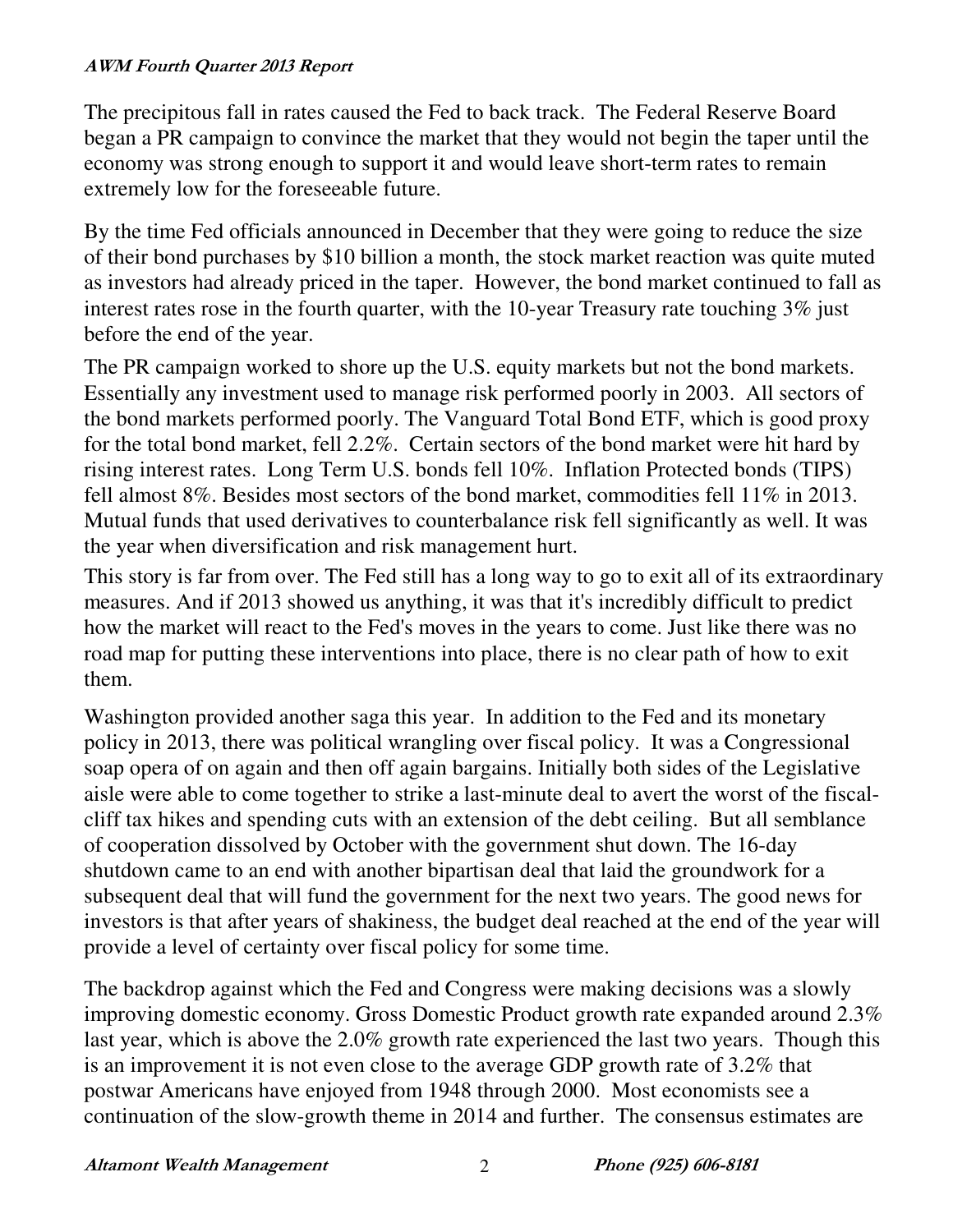The precipitous fall in rates caused the Fed to back track. The Federal Reserve Board began a PR campaign to convince the market that they would not begin the taper until the economy was strong enough to support it and would leave short-term rates to remain extremely low for the foreseeable future.

By the time Fed officials announced in December that they were going to reduce the size of their bond purchases by $10 billion a month, the stock market reaction was quite muted as investors had already priced in the taper. However, the bond market continued to fall as interest rates rose in the fourth quarter, with the 10-year Treasury rate touching 3% just before the end of the year.

The PR campaign worked to shore up the U.S. equity markets but not the bond markets. Essentially any investment used to manage risk performed poorly in 2003. All sectors of the bond markets performed poorly. The Vanguard Total Bond ETF, which is good proxy for the total bond market, fell 2.2%. Certain sectors of the bond market were hit hard by rising interest rates. Long Term U.S. bonds fell 10%. Inflation Protected bonds (TIPS) fell almost 8%. Besides most sectors of the bond market, commodities fell 11% in 2013. Mutual funds that used derivatives to counterbalance risk fell significantly as well. It was the year when diversification and risk management hurt.

This story is far from over. The Fed still has a long way to go to exit all of its extraordinary measures. And if 2013 showed us anything, it was that it's incredibly difficult to predict how the market will react to the Fed's moves in the years to come. Just like there was no road map for putting these interventions into place, there is no clear path of how to exit them.

Washington provided another saga this year. In addition to the Fed and its monetary policy in 2013, there was political wrangling over fiscal policy. It was a Congressional soap opera of on again and then off again bargains. Initially both sides of the Legislative aisle were able to come together to strike a last-minute deal to avert the worst of the fiscal-cliff tax hikes and spending cuts with an extension of the debt ceiling. But all semblance of cooperation dissolved by October with the government shut down. The 16-day shutdown came to an end with another bipartisan deal that laid the groundwork for a subsequent deal that will fund the government for the next two years. The good news for investors is that after years of shakiness, the budget deal reached at the end of the year will provide a level of certainty over fiscal policy for some time.

The backdrop against which the Fed and Congress were making decisions was a slowly improving domestic economy. Gross Domestic Product growth rate expanded around 2.3% last year, which is above the 2.0% growth rate experienced the last two years. Though this is an improvement it is not even close to the average GDP growth rate of 3.2% that postwar Americans have enjoyed from 1948 through 2000. Most economists see a continuation of the slow-growth theme in 2014 and further. The consensus estimates are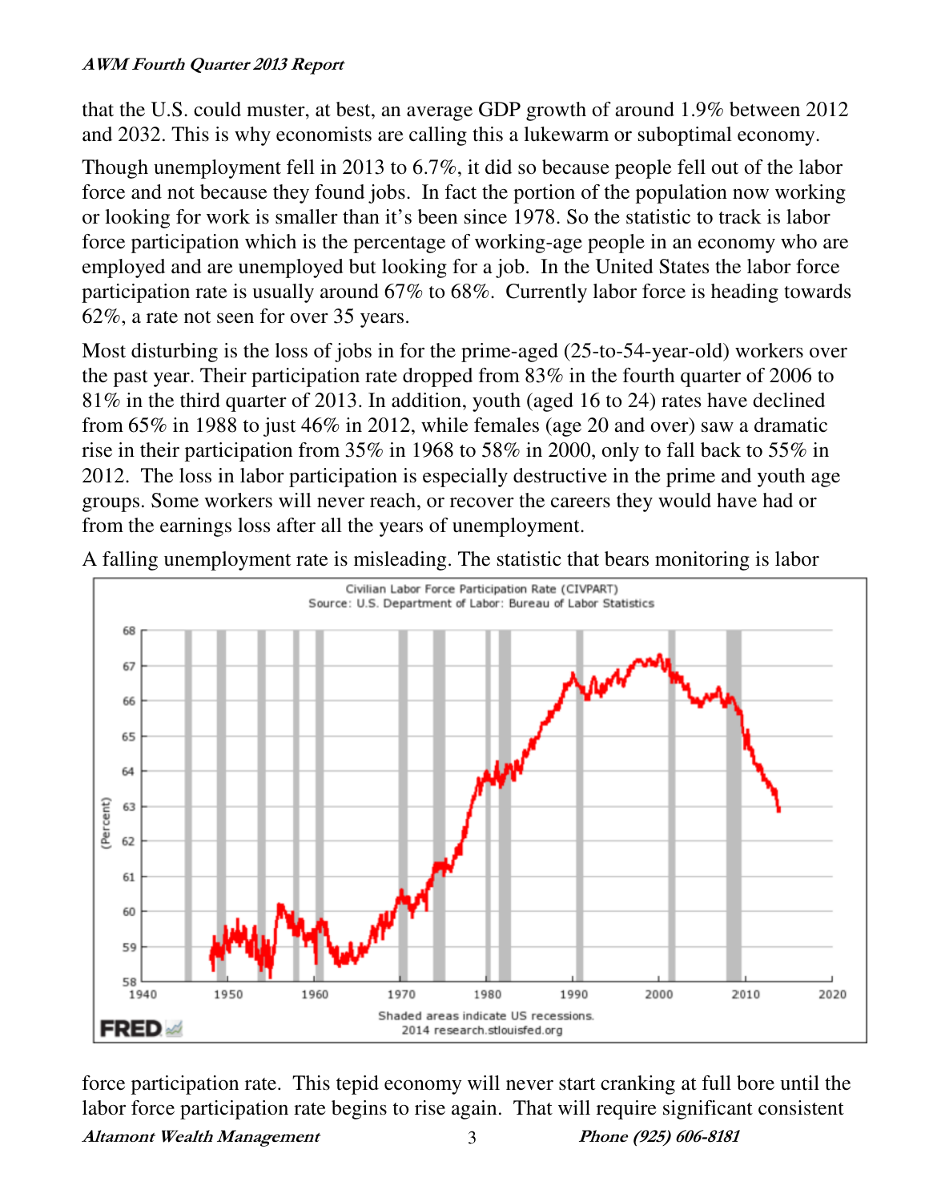that the U.S. could muster, at best, an average GDP growth of around 1.9% between 2012 and 2032. This is why economists are calling this a lukewarm or suboptimal economy.

Though unemployment fell in 2013 to 6.7%, it did so because people fell out of the labor force and not because they found jobs. In fact the portion of the population now working or looking for work is smaller than it's been since 1978. So the statistic to track is labor force participation which is the percentage of working-age people in an economy who are employed and are unemployed but looking for a job. In the United States the labor force participation rate is usually around 67% to 68%. Currently labor force is heading towards 62%, a rate not seen for over 35 years.

Most disturbing is the loss of jobs in for the prime-aged (25-to-54-year-old) workers over the past year. Their participation rate dropped from 83% in the fourth quarter of 2006 to 81% in the third quarter of 2013. In addition, youth (aged 16 to 24) rates have declined from 65% in 1988 to just 46% in 2012, while females (age 20 and over) saw a dramatic rise in their participation from 35% in 1968 to 58% in 2000, only to fall back to 55% in 2012. The loss in labor participation is especially destructive in the prime and youth age groups. Some workers will never reach, or recover the careers they would have had or from the earnings loss after all the years of unemployment.

A falling unemployment rate is misleading. The statistic that bears monitoring is labor force participation rate. This tepid economy will never start cranking at full bore until the labor force participation rate begins to rise again. That will require significant consistent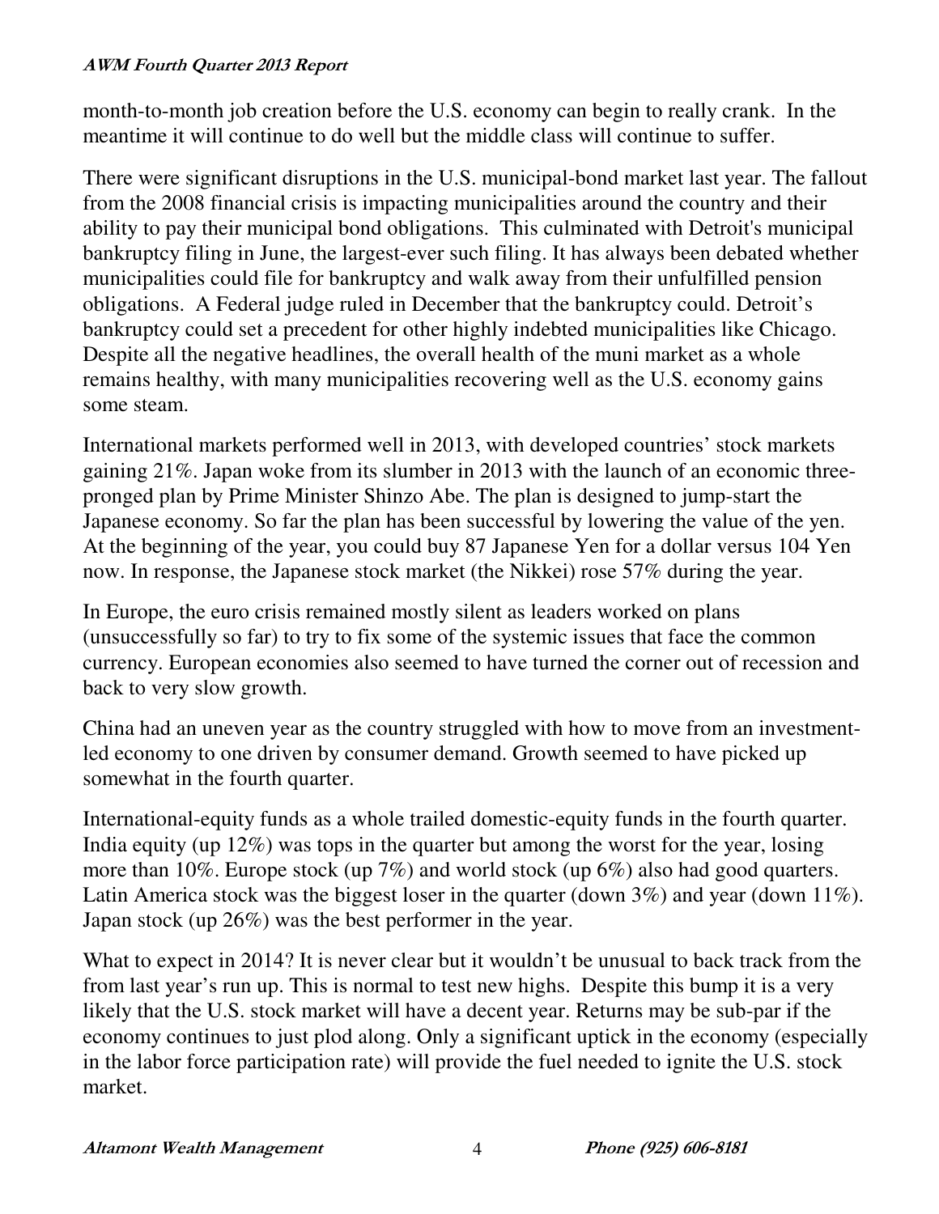month-to-month job creation before the U.S. economy can begin to really crank. In the meantime it will continue to do well but the middle class will continue to suffer.

There were significant disruptions in the U.S. municipal-bond market last year. The fallout from the 2008 financial crisis is impacting municipalities around the country and their ability to pay their municipal bond obligations. This culminated with Detroit's municipal bankruptcy filing in June, the largest-ever such filing. It has always been debated whether municipalities could file for bankruptcy and walk away from their unfulfilled pension obligations. A Federal judge ruled in December that the bankruptcy could. Detroit's bankruptcy could set a precedent for other highly indebted municipalities like Chicago. Despite all the negative headlines, the overall health of the muni market as a whole remains healthy, with many municipalities recovering well as the U.S. economy gains some steam.

International markets performed well in 2013, with developed countries' stock markets gaining 21%. Japan woke from its slumber in 2013 with the launch of an economic three-pronged plan by Prime Minister Shinzo Abe. The plan is designed to jump-start the Japanese economy. So far the plan has been successful by lowering the value of the yen. At the beginning of the year, you could buy 87 Japanese Yen for a dollar versus 104 Yen now. In response, the Japanese stock market (the Nikkei) rose 57% during the year.

In Europe, the euro crisis remained mostly silent as leaders worked on plans (unsuccessfully so far) to try to fix some of the systemic issues that face the common currency. European economies also seemed to have turned the corner out of recession and back to very slow growth.

China had an uneven year as the country struggled with how to move from an investment-led economy to one driven by consumer demand. Growth seemed to have picked up somewhat in the fourth quarter.

International-equity funds as a whole trailed domestic-equity funds in the fourth quarter. India equity (up 12%) was tops in the quarter but among the worst for the year, losing more than 10%. Europe stock (up 7%) and world stock (up 6%) also had good quarters. Latin America stock was the biggest loser in the quarter (down 3%) and year (down 11%). Japan stock (up 26%) was the best performer in the year.

What to expect in 2014? It is never clear but it wouldn't be unusual to back track from the from last year's run up. This is normal to test new highs. Despite this bump it is a very likely that the U.S. stock market will have a decent year. Returns may be sub-par if the economy continues to just plod along. Only a significant uptick in the economy (especially in the labor force participation rate) will provide the fuel needed to ignite the U.S. stock market.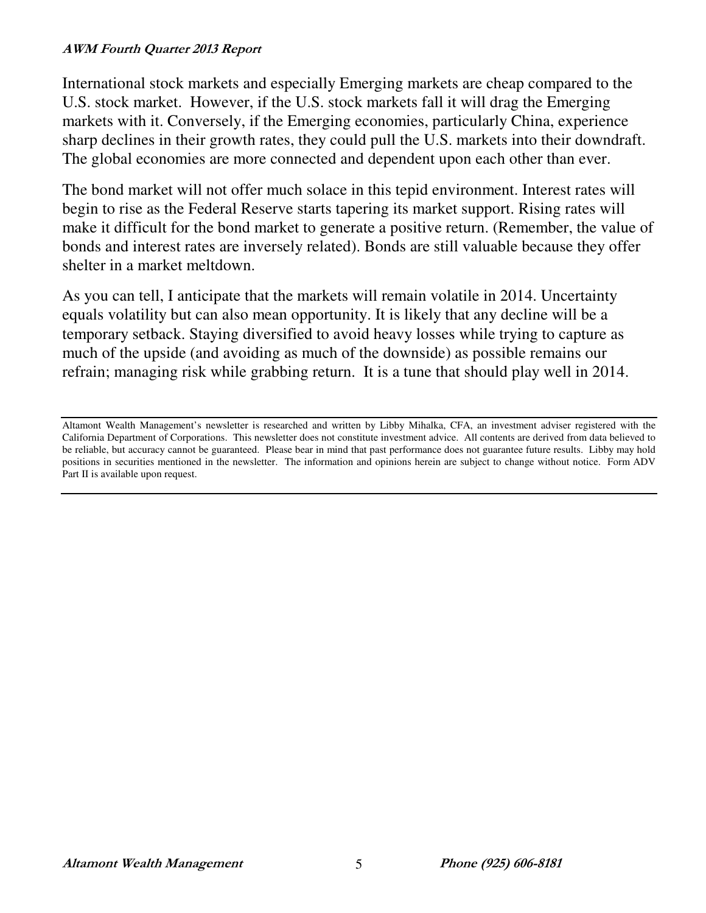International stock markets and especially Emerging markets are cheap compared to the U.S. stock market. However, if the U.S. stock markets fall it will drag the Emerging markets with it. Conversely, if the Emerging economies, particularly China, experience sharp declines in their growth rates, they could pull the U.S. markets into their downdraft. The global economies are more connected and dependent upon each other than ever.

The bond market will not offer much solace in this tepid environment. Interest rates will begin to rise as the Federal Reserve starts tapering its market support. Rising rates will make it difficult for the bond market to generate a positive return. (Remember, the value of bonds and interest rates are inversely related). Bonds are still valuable because they offer shelter in a market meltdown.

As you can tell, I anticipate that the markets will remain volatile in 2014. Uncertainty equals volatility but can also mean opportunity. It is likely that any decline will be a temporary setback. Staying diversified to avoid heavy losses while trying to capture as much of the upside (and avoiding as much of the downside) as possible remains our refrain; managing risk while grabbing return. It is a tune that should play well in 2014.

---

Altamont Wealth Management's newsletter is researched and written by Libby Mihalka, CFA, an investment adviser registered with the California Department of Corporations. This newsletter does not constitute investment advice. All contents are derived from data believed to be reliable, but accuracy cannot be guaranteed. Please bear in mind that past performance does not guarantee future results. Libby may hold positions in securities mentioned in the newsletter. The information and opinions herein are subject to change without notice. Form ADV Part II is available upon request.

---